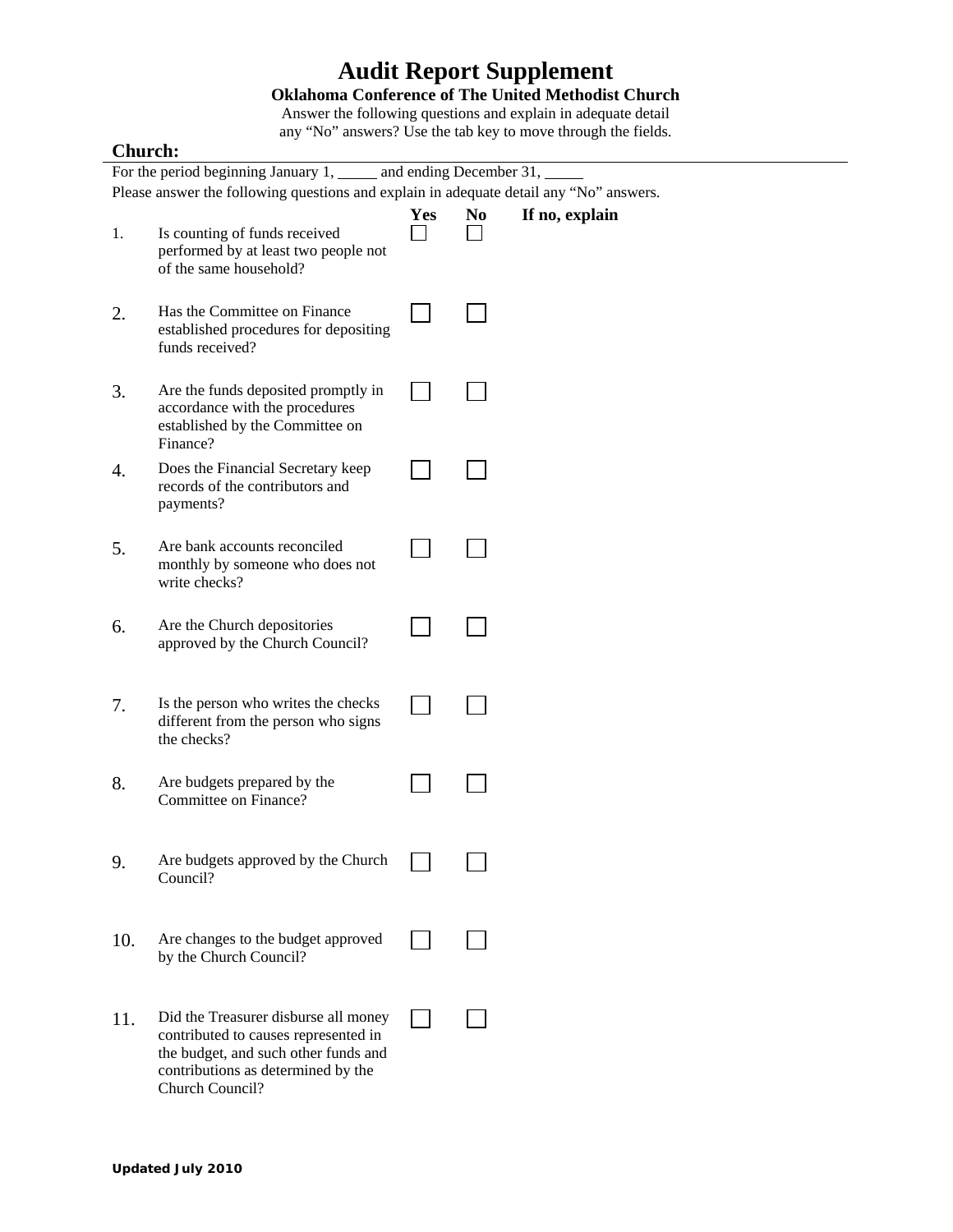# Audit Report Supplement

**Oklahoma Conference of The United Methodist Church**

Answer the following questions and explain in adequate detail any "No" answers? Use the tab key to move through the fields.

**Church:**

For the period beginning January 1, _____ and ending December 31, _____

Please answer the following questions and explain in adequate detail any "No" answers.

| | | Yes | No | If no, explain |
|---|---|---|---|---|
| 1. | Is counting of funds received performed by at least two people not of the same household? | ☐ | ☐ | |
| 2. | Has the Committee on Finance established procedures for depositing funds received? | ☐ | ☐ | |
| 3. | Are the funds deposited promptly in accordance with the procedures established by the Committee on Finance? | ☐ | ☐ | |
| 4. | Does the Financial Secretary keep records of the contributors and payments? | ☐ | ☐ | |
| 5. | Are bank accounts reconciled monthly by someone who does not write checks? | ☐ | ☐ | |
| 6. | Are the Church depositories approved by the Church Council? | ☐ | ☐ | |
| 7. | Is the person who writes the checks different from the person who signs the checks? | ☐ | ☐ | |
| 8. | Are budgets prepared by the Committee on Finance? | ☐ | ☐ | |
| 9. | Are budgets approved by the Church Council? | ☐ | ☐ | |
| 10. | Are changes to the budget approved by the Church Council? | ☐ | ☐ | |
| 11. | Did the Treasurer disburse all money contributed to causes represented in the budget, and such other funds and contributions as determined by the Church Council? | ☐ | ☐ | |

**Updated July 2010**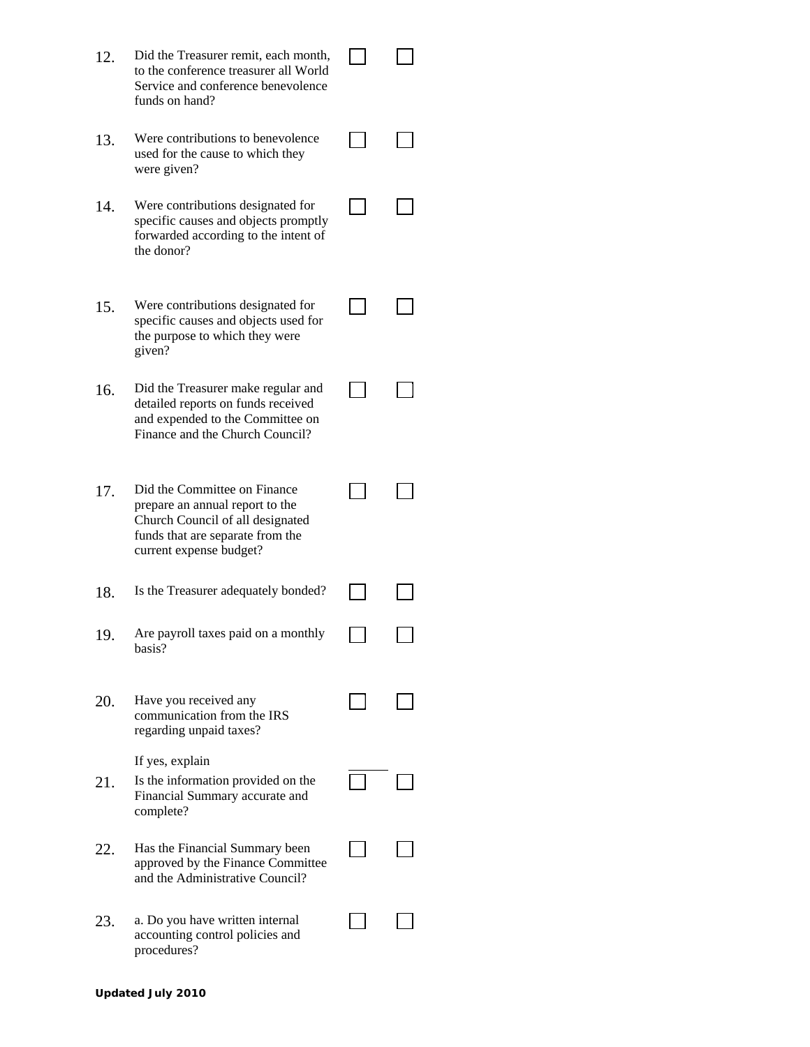| | | | |
|---|---|---|---|
| 12. | Did the Treasurer remit, each month, to the conference treasurer all World Service and conference benevolence funds on hand? | ☐ | ☐ |
| 13. | Were contributions to benevolence used for the cause to which they were given? | ☐ | ☐ |
| 14. | Were contributions designated for specific causes and objects promptly forwarded according to the intent of the donor? | ☐ | ☐ |
| 15. | Were contributions designated for specific causes and objects used for the purpose to which they were given? | ☐ | ☐ |
| 16. | Did the Treasurer make regular and detailed reports on funds received and expended to the Committee on Finance and the Church Council? | ☐ | ☐ |
| 17. | Did the Committee on Finance prepare an annual report to the Church Council of all designated funds that are separate from the current expense budget? | ☐ | ☐ |
| 18. | Is the Treasurer adequately bonded? | ☐ | ☐ |
| 19. | Are payroll taxes paid on a monthly basis? | ☐ | ☐ |
| 20. | Have you received any communication from the IRS regarding unpaid taxes?<br><br>If yes, explain | ☐ | ☐ |
| 21. | Is the information provided on the Financial Summary accurate and complete? | ☐ | ☐ |
| 22. | Has the Financial Summary been approved by the Finance Committee and the Administrative Council? | ☐ | ☐ |
| 23. | a. Do you have written internal accounting control policies and procedures? | ☐ | ☐ |

**Updated July 2010**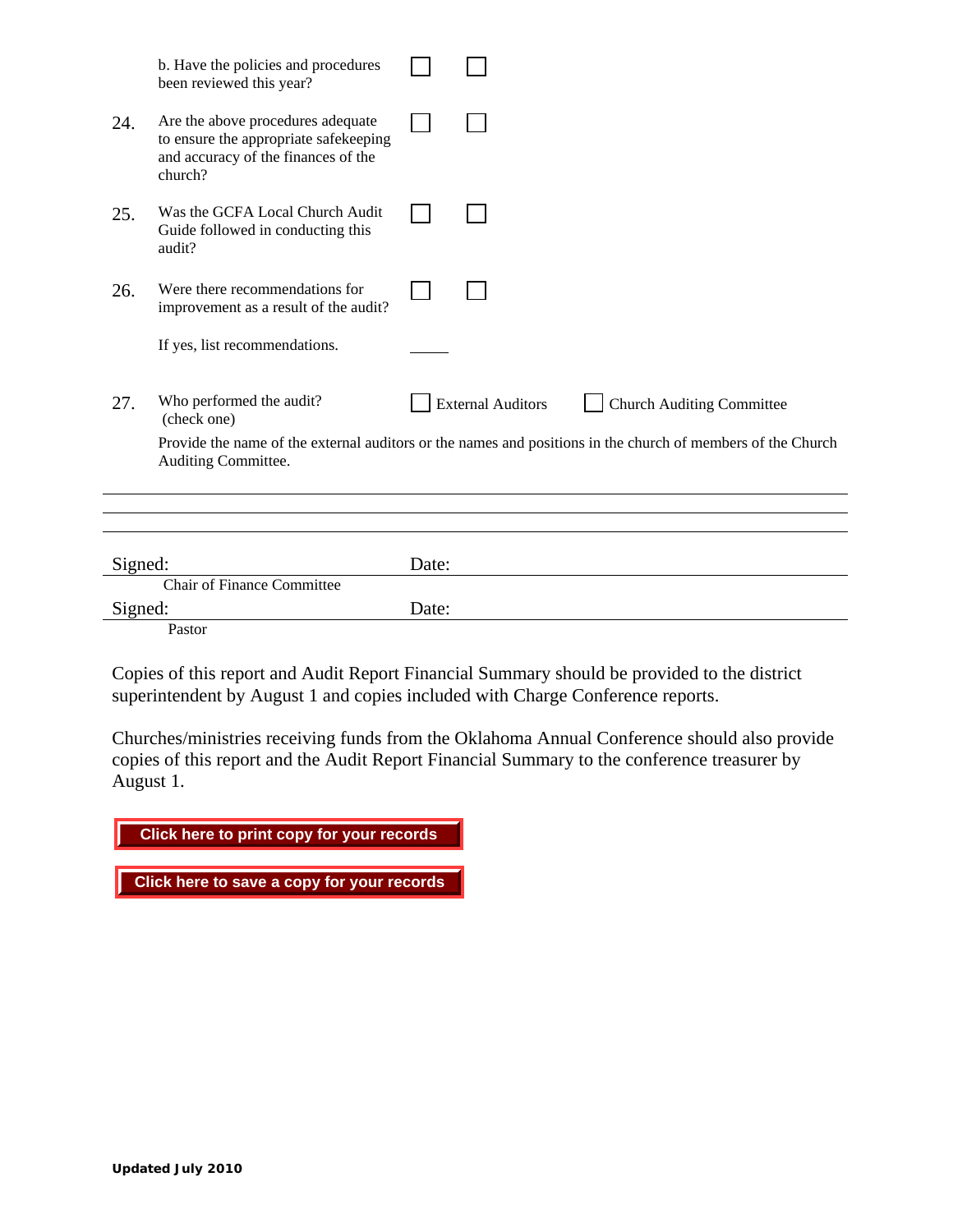| | | | |
|---|---|---|---|
| | b. Have the policies and procedures been reviewed this year? | ☐ | ☐ |
| 24. | Are the above procedures adequate to ensure the appropriate safekeeping and accuracy of the finances of the church? | ☐ | ☐ |
| 25. | Was the GCFA Local Church Audit Guide followed in conducting this audit? | ☐ | ☐ |
| 26. | Were there recommendations for improvement as a result of the audit? | ☐ | ☐ |

If yes, list recommendations. ______

27. Who performed the audit? (check one) ☐ External Auditors ☐ Church Auditing Committee

Provide the name of the external auditors or the names and positions in the church of members of the Church Auditing Committee.

_______________________________________________

_______________________________________________

_______________________________________________

Signed: _______________________ Date: _______________
Chair of Finance Committee

Signed: _______________________ Date: _______________
Pastor

Copies of this report and Audit Report Financial Summary should be provided to the district superintendent by August 1 and copies included with Charge Conference reports.

Churches/ministries receiving funds from the Oklahoma Annual Conference should also provide copies of this report and the Audit Report Financial Summary to the conference treasurer by August 1.

**Click here to print copy for your records**

**Click here to save a copy for your records**

**Updated July 2010**